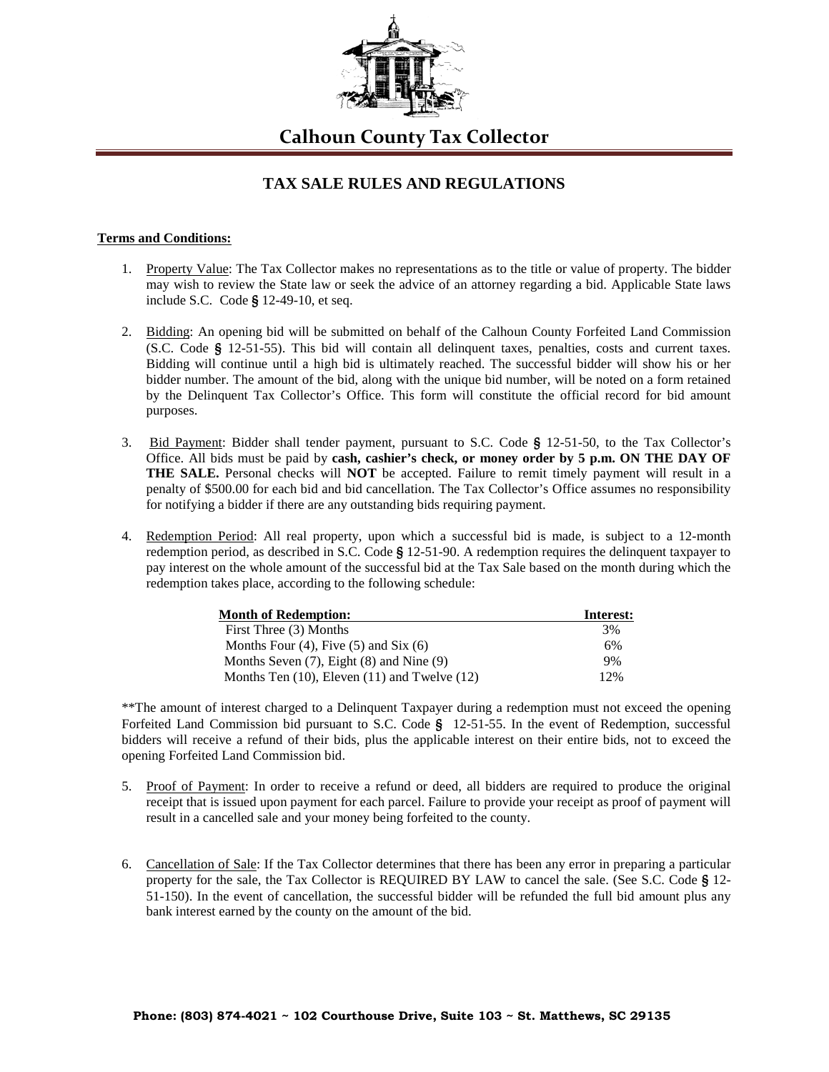# Calhoun County Tax Collector

## TAX SALE RULES AND REGULATIONS

**Terms and Conditions:**

1. Property Value: The Tax Collector makes no representations as to the title or value of property. The bidder may wish to review the State law or seek the advice of an attorney regarding a bid. Applicable State laws include S.C. Code **§** 12-49-10, et seq.

2. Bidding: An opening bid will be submitted on behalf of the Calhoun County Forfeited Land Commission (S.C. Code **§** 12-51-55). This bid will contain all delinquent taxes, penalties, costs and current taxes. Bidding will continue until a high bid is ultimately reached. The successful bidder will show his or her bidder number. The amount of the bid, along with the unique bid number, will be noted on a form retained by the Delinquent Tax Collector's Office. This form will constitute the official record for bid amount purposes.

3. Bid Payment: Bidder shall tender payment, pursuant to S.C. Code **§** 12-51-50, to the Tax Collector's Office. All bids must be paid by **cash, cashier's check, or money order by 5 p.m. ON THE DAY OF THE SALE.** Personal checks will **NOT** be accepted. Failure to remit timely payment will result in a penalty of $500.00 for each bid and bid cancellation. The Tax Collector's Office assumes no responsibility for notifying a bidder if there are any outstanding bids requiring payment.

4. Redemption Period: All real property, upon which a successful bid is made, is subject to a 12-month redemption period, as described in S.C. Code **§** 12-51-90. A redemption requires the delinquent taxpayer to pay interest on the whole amount of the successful bid at the Tax Sale based on the month during which the redemption takes place, according to the following schedule:

| Month of Redemption: | Interest: |
|---|---|
| First Three (3) Months | 3% |
| Months Four (4), Five (5) and Six (6) | 6% |
| Months Seven (7), Eight (8) and Nine (9) | 9% |
| Months Ten (10), Eleven (11) and Twelve (12) | 12% |

**The amount of interest charged to a Delinquent Taxpayer during a redemption must not exceed the opening Forfeited Land Commission bid pursuant to S.C. Code **§** 12-51-55. In the event of Redemption, successful bidders will receive a refund of their bids, plus the applicable interest on their entire bids, not to exceed the opening Forfeited Land Commission bid.

5. Proof of Payment: In order to receive a refund or deed, all bidders are required to produce the original receipt that is issued upon payment for each parcel. Failure to provide your receipt as proof of payment will result in a cancelled sale and your money being forfeited to the county.

6. Cancellation of Sale: If the Tax Collector determines that there has been any error in preparing a particular property for the sale, the Tax Collector is REQUIRED BY LAW to cancel the sale. (See S.C. Code **§** 12-51-150). In the event of cancellation, the successful bidder will be refunded the full bid amount plus any bank interest earned by the county on the amount of the bid.

**Phone: (803) 874-4021 ~ 102 Courthouse Drive, Suite 103 ~ St. Matthews, SC 29135**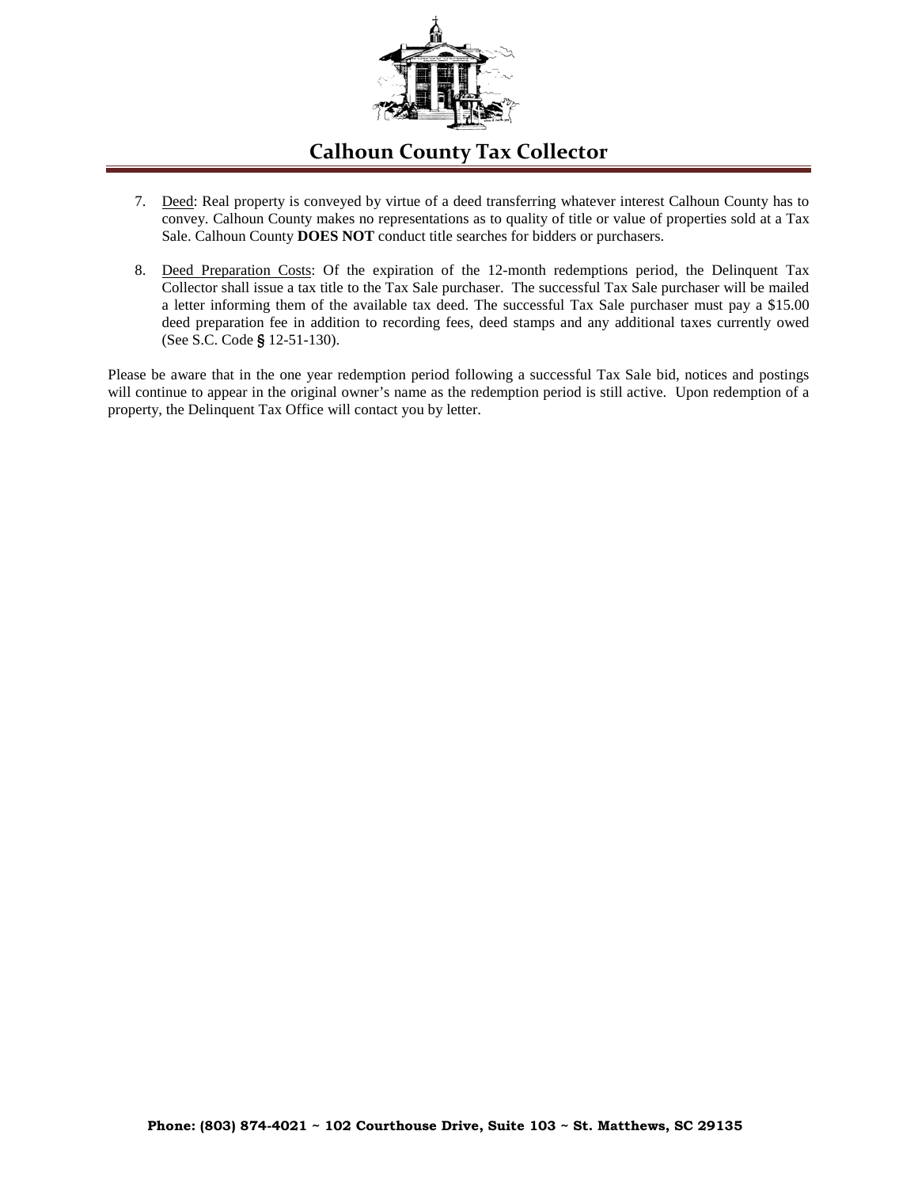7. Deed: Real property is conveyed by virtue of a deed transferring whatever interest Calhoun County has to convey. Calhoun County makes no representations as to quality of title or value of properties sold at a Tax Sale. Calhoun County **DOES NOT** conduct title searches for bidders or purchasers.

8. Deed Preparation Costs: Of the expiration of the 12-month redemptions period, the Delinquent Tax Collector shall issue a tax title to the Tax Sale purchaser. The successful Tax Sale purchaser will be mailed a letter informing them of the available tax deed. The successful Tax Sale purchaser must pay a $15.00 deed preparation fee in addition to recording fees, deed stamps and any additional taxes currently owed (See S.C. Code **§** 12-51-130).

Please be aware that in the one year redemption period following a successful Tax Sale bid, notices and postings will continue to appear in the original owner's name as the redemption period is still active. Upon redemption of a property, the Delinquent Tax Office will contact you by letter.